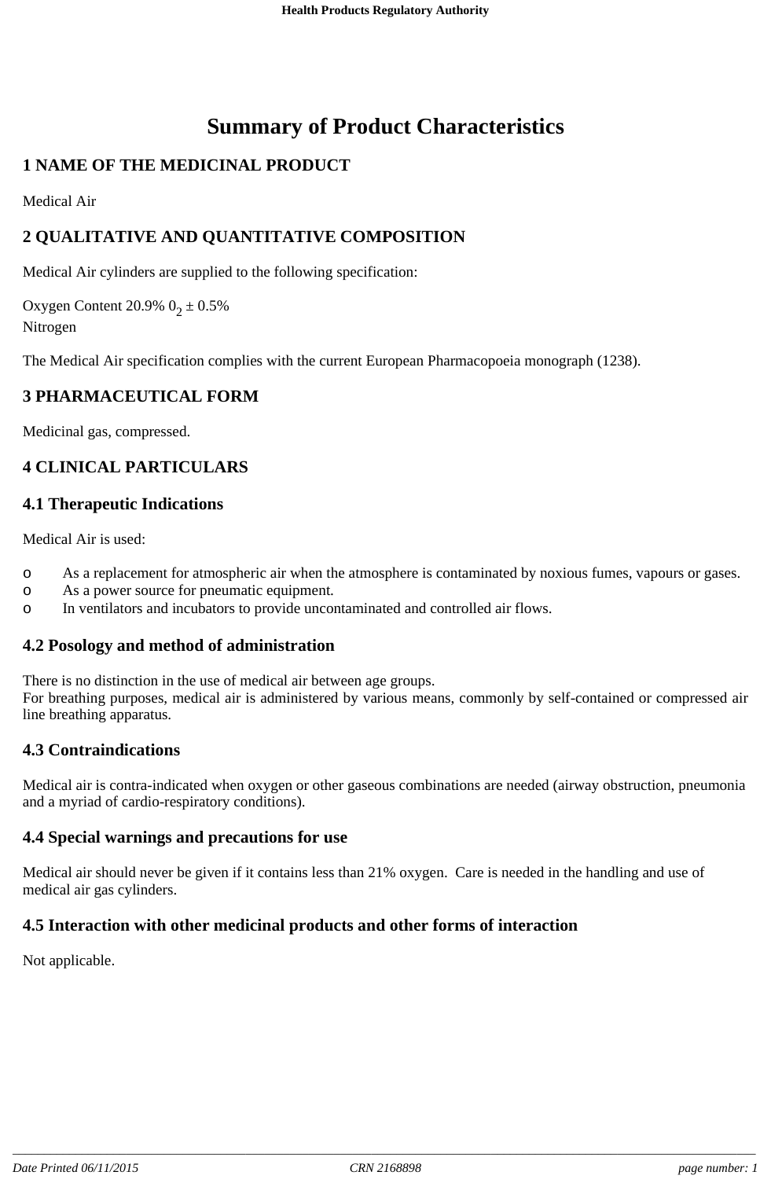# Summary of Product Characteristics

## 1 NAME OF THE MEDICINAL PRODUCT

Medical Air

## 2 QUALITATIVE AND QUANTITATIVE COMPOSITION

Medical Air cylinders are supplied to the following specification:

Oxygen Content 20.9% $0_2$ ± 0.5%
Nitrogen

The Medical Air specification complies with the current European Pharmacopoeia monograph (1238).

## 3 PHARMACEUTICAL FORM

Medicinal gas, compressed.

## 4 CLINICAL PARTICULARS

### 4.1 Therapeutic Indications

Medical Air is used:

- As a replacement for atmospheric air when the atmosphere is contaminated by noxious fumes, vapours or gases.
- As a power source for pneumatic equipment.
- In ventilators and incubators to provide uncontaminated and controlled air flows.

### 4.2 Posology and method of administration

There is no distinction in the use of medical air between age groups.
For breathing purposes, medical air is administered by various means, commonly by self-contained or compressed air line breathing apparatus.

### 4.3 Contraindications

Medical air is contra-indicated when oxygen or other gaseous combinations are needed (airway obstruction, pneumonia and a myriad of cardio-respiratory conditions).

### 4.4 Special warnings and precautions for use

Medical air should never be given if it contains less than 21% oxygen. Care is needed in the handling and use of medical air gas cylinders.

### 4.5 Interaction with other medicinal products and other forms of interaction

Not applicable.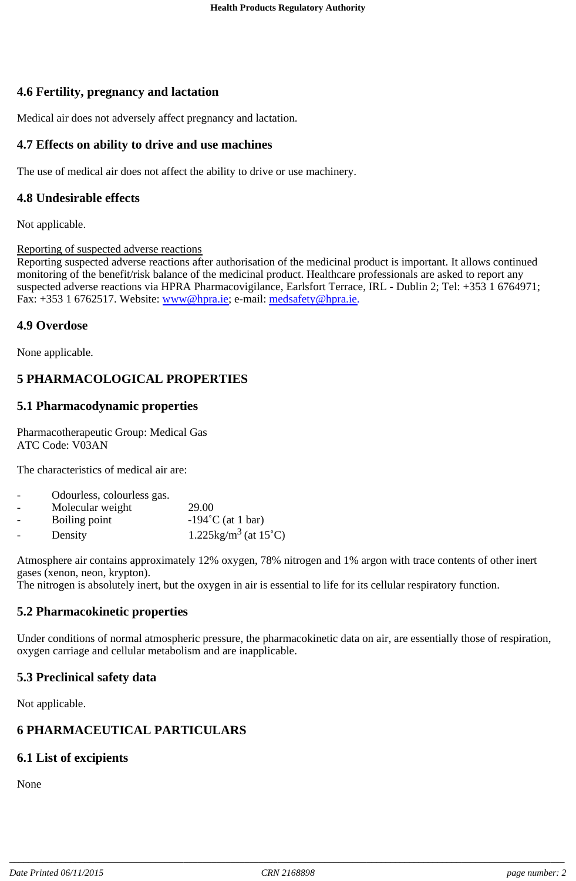## 4.6 Fertility, pregnancy and lactation

Medical air does not adversely affect pregnancy and lactation.

## 4.7 Effects on ability to drive and use machines

The use of medical air does not affect the ability to drive or use machinery.

## 4.8 Undesirable effects

Not applicable.

Reporting of suspected adverse reactions
Reporting suspected adverse reactions after authorisation of the medicinal product is important. It allows continued monitoring of the benefit/risk balance of the medicinal product. Healthcare professionals are asked to report any suspected adverse reactions via HPRA Pharmacovigilance, Earlsfort Terrace, IRL - Dublin 2; Tel: +353 1 6764971; Fax: +353 1 6762517. Website: www@hpra.ie; e-mail: medsafety@hpra.ie.

## 4.9 Overdose

None applicable.

# 5 PHARMACOLOGICAL PROPERTIES

## 5.1 Pharmacodynamic properties

Pharmacotherapeutic Group: Medical Gas
ATC Code: V03AN

The characteristics of medical air are:

- Odourless, colourless gas.
- Molecular weight 29.00
- Boiling point -194˚C (at 1 bar)
- Density 1.225kg/m$^3$ (at 15˚C)

Atmosphere air contains approximately 12% oxygen, 78% nitrogen and 1% argon with trace contents of other inert gases (xenon, neon, krypton).
The nitrogen is absolutely inert, but the oxygen in air is essential to life for its cellular respiratory function.

## 5.2 Pharmacokinetic properties

Under conditions of normal atmospheric pressure, the pharmacokinetic data on air, are essentially those of respiration, oxygen carriage and cellular metabolism and are inapplicable.

## 5.3 Preclinical safety data

Not applicable.

# 6 PHARMACEUTICAL PARTICULARS

## 6.1 List of excipients

None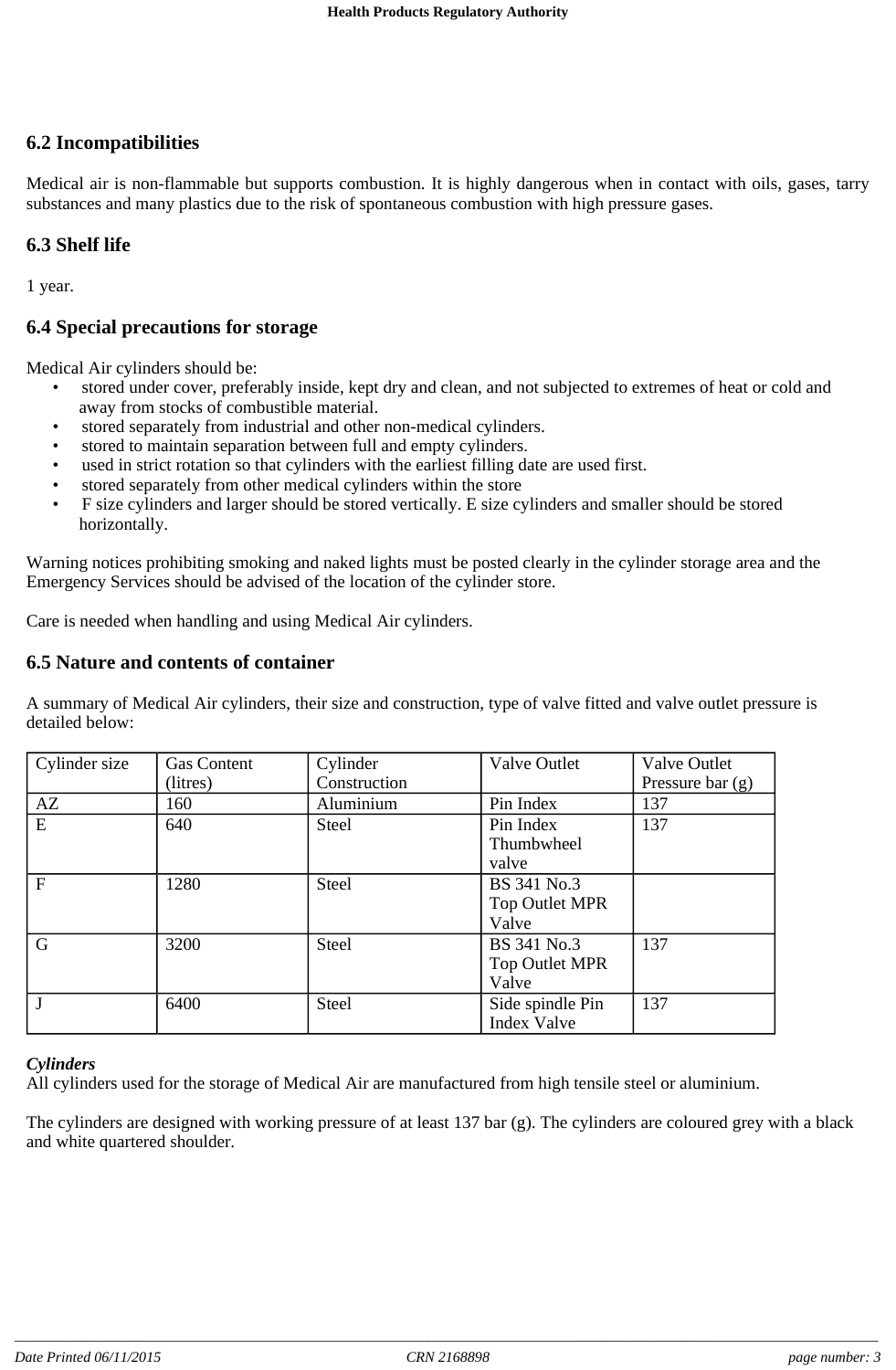## 6.2 Incompatibilities

Medical air is non-flammable but supports combustion. It is highly dangerous when in contact with oils, gases, tarry substances and many plastics due to the risk of spontaneous combustion with high pressure gases.

## 6.3 Shelf life

1 year.

## 6.4 Special precautions for storage

Medical Air cylinders should be:

- stored under cover, preferably inside, kept dry and clean, and not subjected to extremes of heat or cold and away from stocks of combustible material.
- stored separately from industrial and other non-medical cylinders.
- stored to maintain separation between full and empty cylinders.
- used in strict rotation so that cylinders with the earliest filling date are used first.
- stored separately from other medical cylinders within the store
- F size cylinders and larger should be stored vertically. E size cylinders and smaller should be stored horizontally.

Warning notices prohibiting smoking and naked lights must be posted clearly in the cylinder storage area and the Emergency Services should be advised of the location of the cylinder store.

Care is needed when handling and using Medical Air cylinders.

## 6.5 Nature and contents of container

A summary of Medical Air cylinders, their size and construction, type of valve fitted and valve outlet pressure is detailed below:

| Cylinder size | Gas Content (litres) | Cylinder Construction | Valve Outlet | Valve Outlet Pressure bar (g) |
|---|---|---|---|---|
| AZ | 160 | Aluminium | Pin Index | 137 |
| E | 640 | Steel | Pin Index Thumbwheel valve | 137 |
| F | 1280 | Steel | BS 341 No.3 Top Outlet MPR Valve | |
| G | 3200 | Steel | BS 341 No.3 Top Outlet MPR Valve | 137 |
| J | 6400 | Steel | Side spindle Pin Index Valve | 137 |

***Cylinders***
All cylinders used for the storage of Medical Air are manufactured from high tensile steel or aluminium.

The cylinders are designed with working pressure of at least 137 bar (g). The cylinders are coloured grey with a black and white quartered shoulder.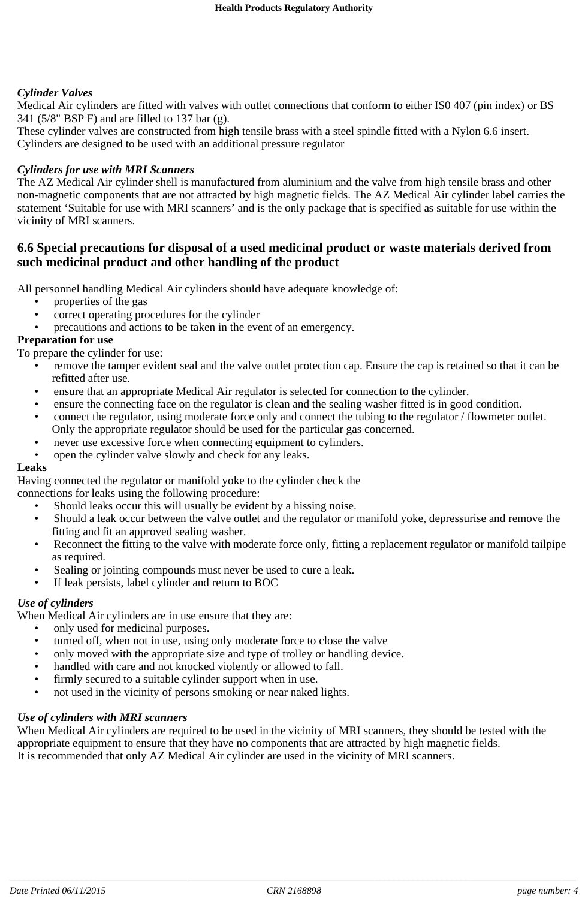*Cylinder Valves*
Medical Air cylinders are fitted with valves with outlet connections that conform to either IS0 407 (pin index) or BS 341 (5/8" BSP F) and are filled to 137 bar (g).
These cylinder valves are constructed from high tensile brass with a steel spindle fitted with a Nylon 6.6 insert.
Cylinders are designed to be used with an additional pressure regulator

*Cylinders for use with MRI Scanners*
The AZ Medical Air cylinder shell is manufactured from aluminium and the valve from high tensile brass and other non-magnetic components that are not attracted by high magnetic fields. The AZ Medical Air cylinder label carries the statement 'Suitable for use with MRI scanners' and is the only package that is specified as suitable for use within the vicinity of MRI scanners.

## 6.6 Special precautions for disposal of a used medicinal product or waste materials derived from such medicinal product and other handling of the product

All personnel handling Medical Air cylinders should have adequate knowledge of:
- properties of the gas
- correct operating procedures for the cylinder
- precautions and actions to be taken in the event of an emergency.

**Preparation for use**
To prepare the cylinder for use:
- remove the tamper evident seal and the valve outlet protection cap. Ensure the cap is retained so that it can be refitted after use.
- ensure that an appropriate Medical Air regulator is selected for connection to the cylinder.
- ensure the connecting face on the regulator is clean and the sealing washer fitted is in good condition.
- connect the regulator, using moderate force only and connect the tubing to the regulator / flowmeter outlet. Only the appropriate regulator should be used for the particular gas concerned.
- never use excessive force when connecting equipment to cylinders.
- open the cylinder valve slowly and check for any leaks.

**Leaks**
Having connected the regulator or manifold yoke to the cylinder check the connections for leaks using the following procedure:
- Should leaks occur this will usually be evident by a hissing noise.
- Should a leak occur between the valve outlet and the regulator or manifold yoke, depressurise and remove the fitting and fit an approved sealing washer.
- Reconnect the fitting to the valve with moderate force only, fitting a replacement regulator or manifold tailpipe as required.
- Sealing or jointing compounds must never be used to cure a leak.
- If leak persists, label cylinder and return to BOC

*Use of cylinders*
When Medical Air cylinders are in use ensure that they are:
- only used for medicinal purposes.
- turned off, when not in use, using only moderate force to close the valve
- only moved with the appropriate size and type of trolley or handling device.
- handled with care and not knocked violently or allowed to fall.
- firmly secured to a suitable cylinder support when in use.
- not used in the vicinity of persons smoking or near naked lights.

*Use of cylinders with MRI scanners*
When Medical Air cylinders are required to be used in the vicinity of MRI scanners, they should be tested with the appropriate equipment to ensure that they have no components that are attracted by high magnetic fields.
It is recommended that only AZ Medical Air cylinder are used in the vicinity of MRI scanners.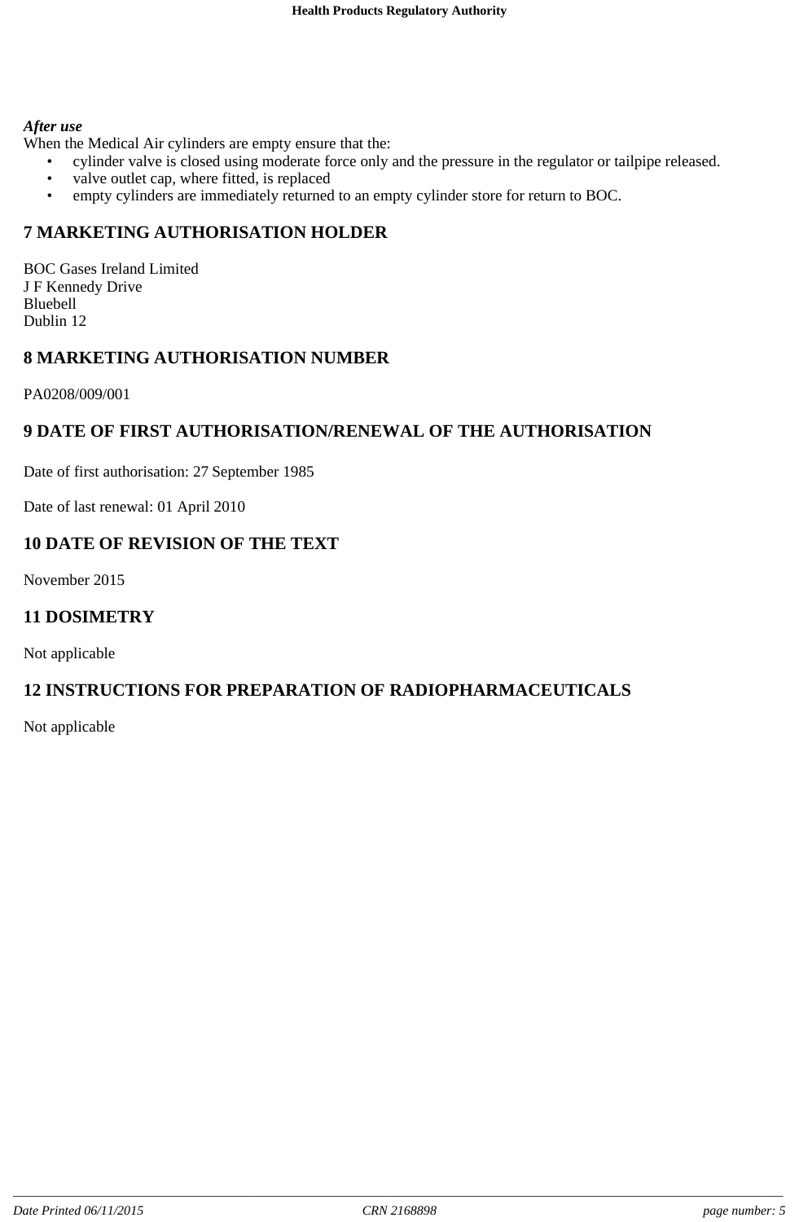***After use***
When the Medical Air cylinders are empty ensure that the:

- cylinder valve is closed using moderate force only and the pressure in the regulator or tailpipe released.
- valve outlet cap, where fitted, is replaced
- empty cylinders are immediately returned to an empty cylinder store for return to BOC.

## 7 MARKETING AUTHORISATION HOLDER

BOC Gases Ireland Limited
J F Kennedy Drive
Bluebell
Dublin 12

## 8 MARKETING AUTHORISATION NUMBER

PA0208/009/001

## 9 DATE OF FIRST AUTHORISATION/RENEWAL OF THE AUTHORISATION

Date of first authorisation: 27 September 1985

Date of last renewal: 01 April 2010

## 10 DATE OF REVISION OF THE TEXT

November 2015

## 11 DOSIMETRY

Not applicable

## 12 INSTRUCTIONS FOR PREPARATION OF RADIOPHARMACEUTICALS

Not applicable